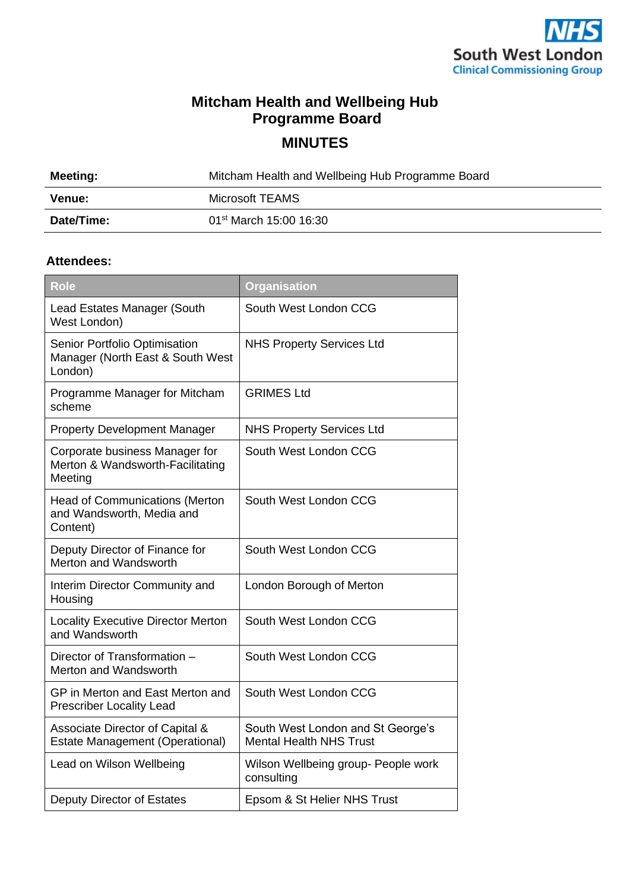# Mitcham Health and Wellbeing Hub Programme Board

## MINUTES

| | |
|---|---|
| **Meeting:** | Mitcham Health and Wellbeing Hub Programme Board |
| **Venue:** | Microsoft TEAMS |
| **Date/Time:** | 01st March 15:00 16:30 |

**Attendees:**

| Role | Organisation |
|---|---|
| Lead Estates Manager (South West London) | South West London CCG |
| Senior Portfolio Optimisation Manager (North East & South West London) | NHS Property Services Ltd |
| Programme Manager for Mitcham scheme | GRIMES Ltd |
| Property Development Manager | NHS Property Services Ltd |
| Corporate business Manager for Merton & Wandsworth-Facilitating Meeting | South West London CCG |
| Head of Communications (Merton and Wandsworth, Media and Content) | South West London CCG |
| Deputy Director of Finance for Merton and Wandsworth | South West London CCG |
| Interim Director Community and Housing | London Borough of Merton |
| Locality Executive Director Merton and Wandsworth | South West London CCG |
| Director of Transformation – Merton and Wandsworth | South West London CCG |
| GP in Merton and East Merton and Prescriber Locality Lead | South West London CCG |
| Associate Director of Capital & Estate Management (Operational) | South West London and St George's Mental Health NHS Trust |
| Lead on Wilson Wellbeing | Wilson Wellbeing group- People work consulting |
| Deputy Director of Estates | Epsom & St Helier NHS Trust |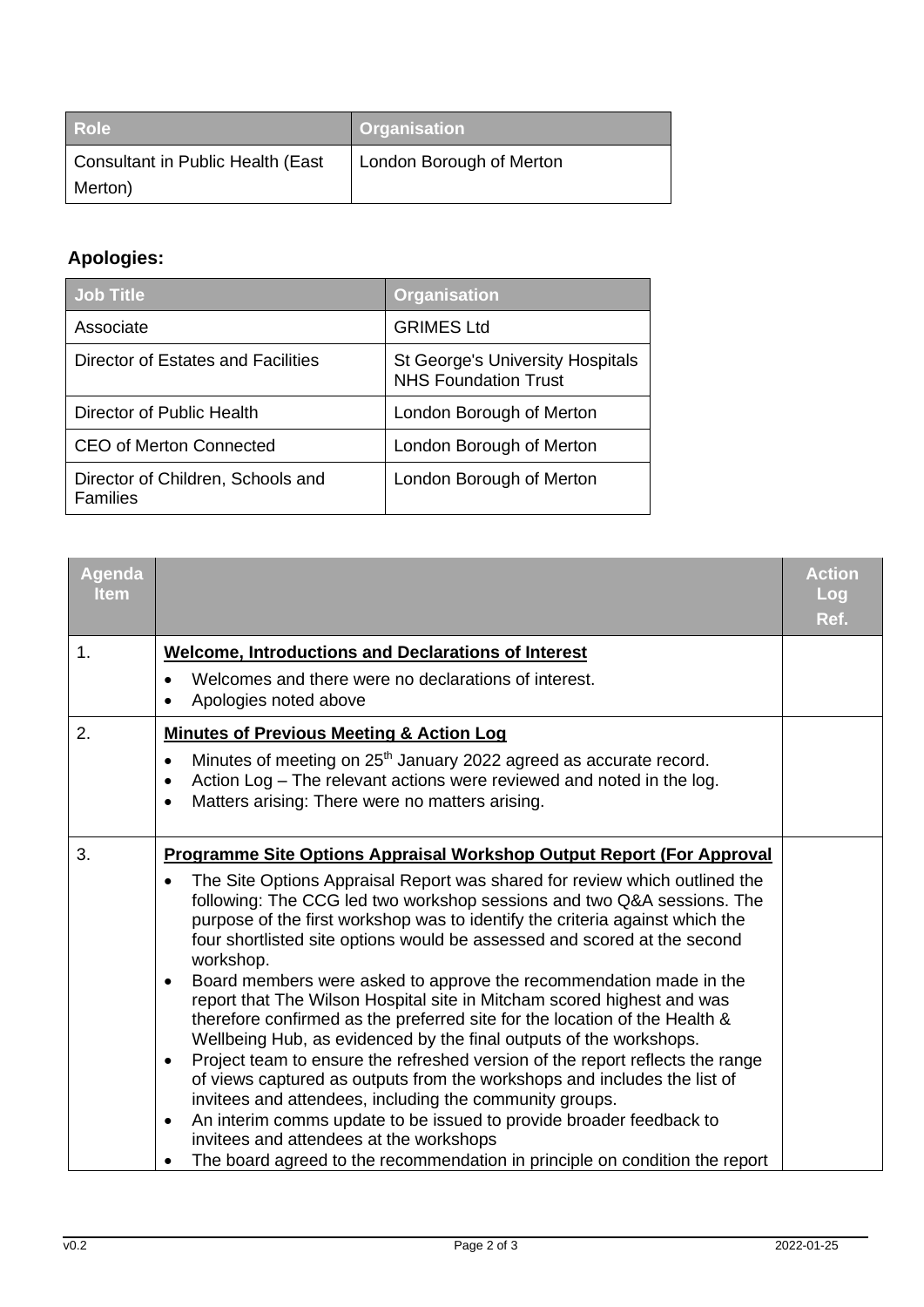| Role | Organisation |
| --- | --- |
| Consultant in Public Health (East Merton) | London Borough of Merton |

**Apologies:**

| Job Title | Organisation |
| --- | --- |
| Associate | GRIMES Ltd |
| Director of Estates and Facilities | St George's University Hospitals NHS Foundation Trust |
| Director of Public Health | London Borough of Merton |
| CEO of Merton Connected | London Borough of Merton |
| Director of Children, Schools and Families | London Borough of Merton |

| Agenda Item | | Action Log Ref. |
| --- | --- | --- |
| 1. | **Welcome, Introductions and Declarations of Interest**<br>• Welcomes and there were no declarations of interest.<br>• Apologies noted above | |
| 2. | **Minutes of Previous Meeting & Action Log**<br>• Minutes of meeting on 25th January 2022 agreed as accurate record.<br>• Action Log – The relevant actions were reviewed and noted in the log.<br>• Matters arising: There were no matters arising. | |
| 3. | **Programme Site Options Appraisal Workshop Output Report (For Approval**<br>• The Site Options Appraisal Report was shared for review which outlined the following: The CCG led two workshop sessions and two Q&A sessions. The purpose of the first workshop was to identify the criteria against which the four shortlisted site options would be assessed and scored at the second workshop.<br>• Board members were asked to approve the recommendation made in the report that The Wilson Hospital site in Mitcham scored highest and was therefore confirmed as the preferred site for the location of the Health & Wellbeing Hub, as evidenced by the final outputs of the workshops.<br>• Project team to ensure the refreshed version of the report reflects the range of views captured as outputs from the workshops and includes the list of invitees and attendees, including the community groups.<br>• An interim comms update to be issued to provide broader feedback to invitees and attendees at the workshops<br>• The board agreed to the recommendation in principle on condition the report | |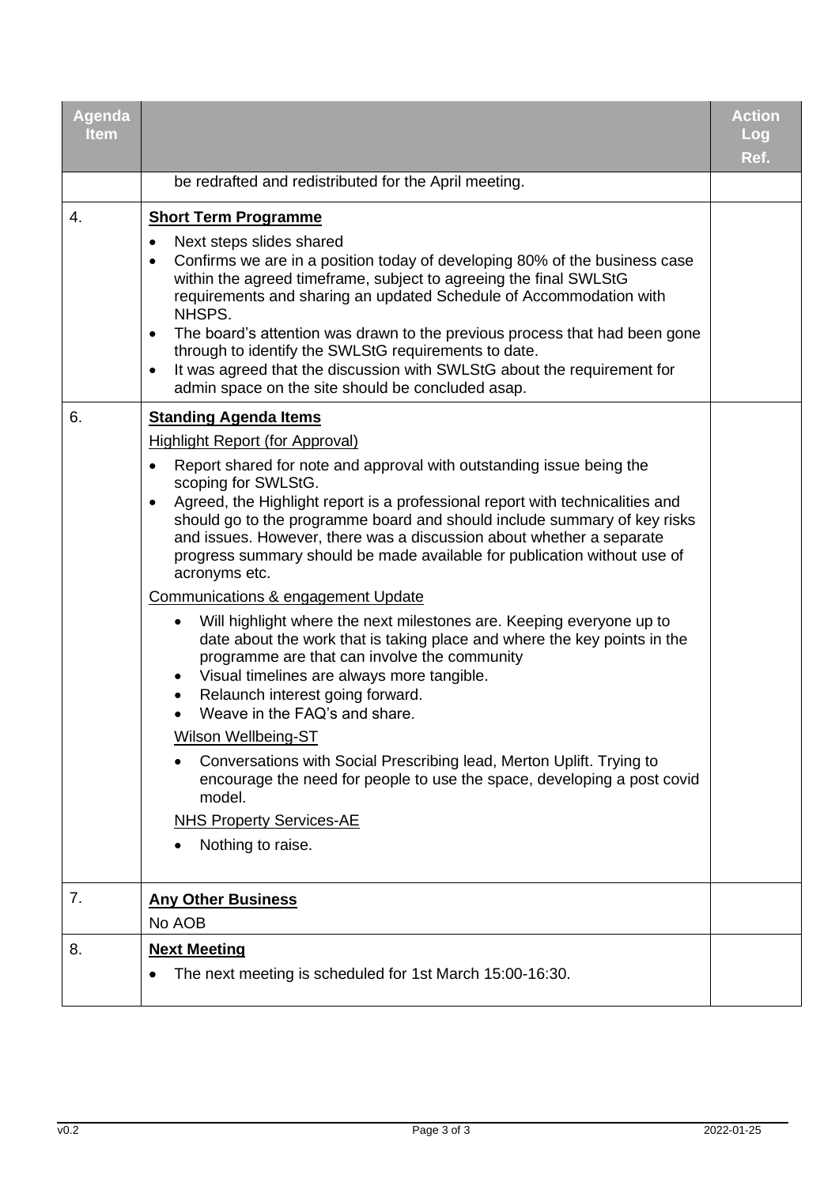| Agenda Item | | Action Log Ref. |
|---|---|---|
| | be redrafted and redistributed for the April meeting. | |
| 4. | **Short Term Programme**<br>• Next steps slides shared<br>• Confirms we are in a position today of developing 80% of the business case within the agreed timeframe, subject to agreeing the final SWLStG requirements and sharing an updated Schedule of Accommodation with NHSPS.<br>• The board's attention was drawn to the previous process that had been gone through to identify the SWLStG requirements to date.<br>• It was agreed that the discussion with SWLStG about the requirement for admin space on the site should be concluded asap. | |
| 6. | **Standing Agenda Items**<br>Highlight Report (for Approval)<br>• Report shared for note and approval with outstanding issue being the scoping for SWLStG.<br>• Agreed, the Highlight report is a professional report with technicalities and should go to the programme board and should include summary of key risks and issues. However, there was a discussion about whether a separate progress summary should be made available for publication without use of acronyms etc.<br>Communications & engagement Update<br>• Will highlight where the next milestones are. Keeping everyone up to date about the work that is taking place and where the key points in the programme are that can involve the community<br>• Visual timelines are always more tangible.<br>• Relaunch interest going forward.<br>• Weave in the FAQ's and share.<br>Wilson Wellbeing-ST<br>• Conversations with Social Prescribing lead, Merton Uplift. Trying to encourage the need for people to use the space, developing a post covid model.<br>NHS Property Services-AE<br>• Nothing to raise. | |
| 7. | **Any Other Business**<br>No AOB | |
| 8. | **Next Meeting**<br>• The next meeting is scheduled for 1st March 15:00-16:30. | |